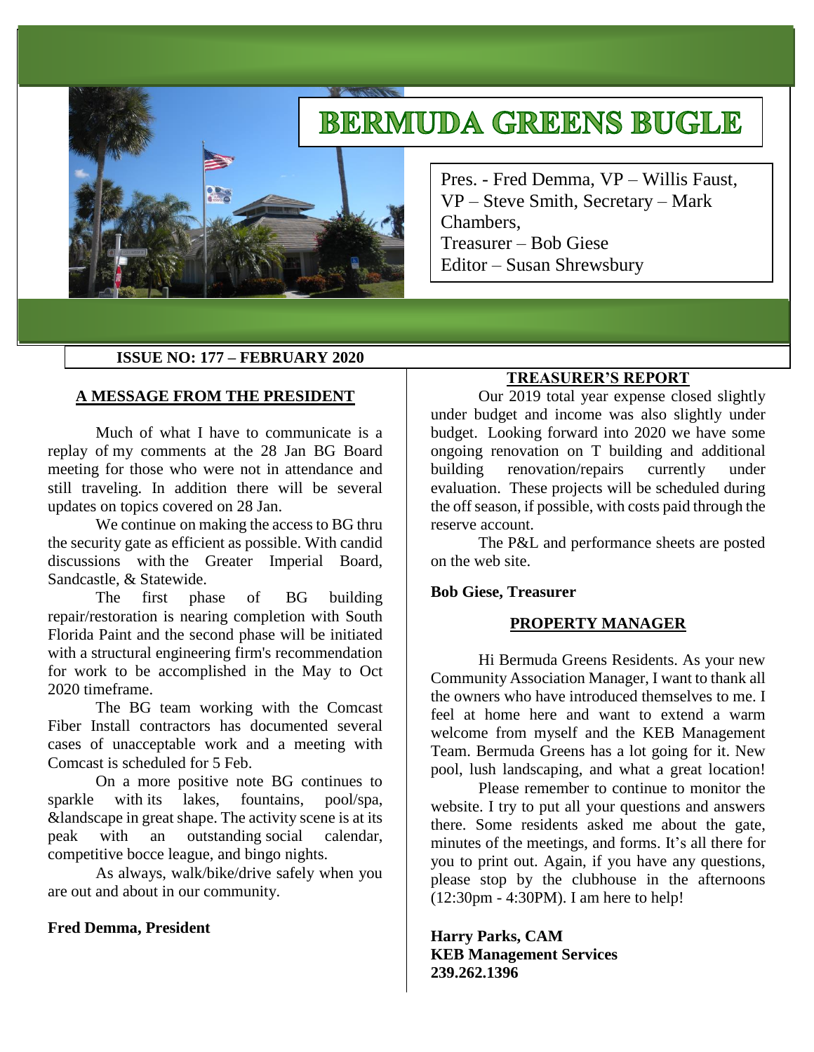# BERMUDA GREENS BUGLE

Pres. - Fred Demma, VP – Willis Faust, VP – Steve Smith, Secretary – Mark Chambers,
Treasurer – Bob Giese
Editor – Susan Shrewsbury

**ISSUE NO: 177 – FEBRUARY 2020**

## A MESSAGE FROM THE PRESIDENT

Much of what I have to communicate is a replay of my comments at the 28 Jan BG Board meeting for those who were not in attendance and still traveling. In addition there will be several updates on topics covered on 28 Jan.

We continue on making the access to BG thru the security gate as efficient as possible. With candid discussions with the Greater Imperial Board, Sandcastle, & Statewide.

The first phase of BG building repair/restoration is nearing completion with South Florida Paint and the second phase will be initiated with a structural engineering firm's recommendation for work to be accomplished in the May to Oct 2020 timeframe.

The BG team working with the Comcast Fiber Install contractors has documented several cases of unacceptable work and a meeting with Comcast is scheduled for 5 Feb.

On a more positive note BG continues to sparkle with its lakes, fountains, pool/spa, &landscape in great shape. The activity scene is at its peak with an outstanding social calendar, competitive bocce league, and bingo nights.

As always, walk/bike/drive safely when you are out and about in our community.

**Fred Demma, President**

## TREASURER'S REPORT

Our 2019 total year expense closed slightly under budget and income was also slightly under budget. Looking forward into 2020 we have some ongoing renovation on T building and additional building renovation/repairs currently under evaluation. These projects will be scheduled during the off season, if possible, with costs paid through the reserve account.

The P&L and performance sheets are posted on the web site.

**Bob Giese, Treasurer**

## PROPERTY MANAGER

Hi Bermuda Greens Residents. As your new Community Association Manager, I want to thank all the owners who have introduced themselves to me. I feel at home here and want to extend a warm welcome from myself and the KEB Management Team. Bermuda Greens has a lot going for it. New pool, lush landscaping, and what a great location!

Please remember to continue to monitor the website. I try to put all your questions and answers there. Some residents asked me about the gate, minutes of the meetings, and forms. It's all there for you to print out. Again, if you have any questions, please stop by the clubhouse in the afternoons (12:30pm - 4:30PM). I am here to help!

**Harry Parks, CAM**
**KEB Management Services**
**239.262.1396**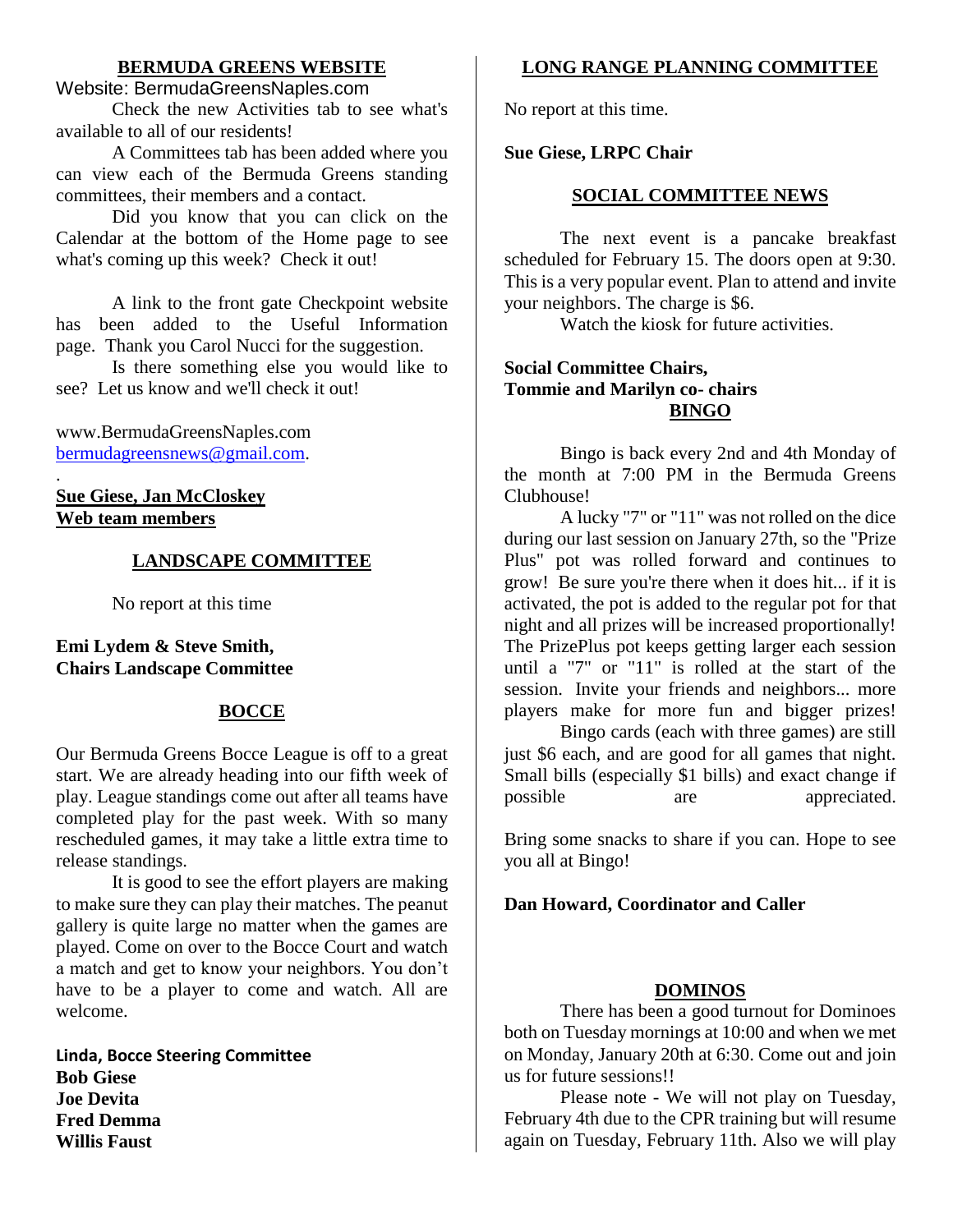## BERMUDA GREENS WEBSITE

Website: BermudaGreensNaples.com

Check the new Activities tab to see what's available to all of our residents!

A Committees tab has been added where you can view each of the Bermuda Greens standing committees, their members and a contact.

Did you know that you can click on the Calendar at the bottom of the Home page to see what's coming up this week? Check it out!

A link to the front gate Checkpoint website has been added to the Useful Information page. Thank you Carol Nucci for the suggestion.

Is there something else you would like to see? Let us know and we'll check it out!

www.BermudaGreensNaples.com
bermudagreensnews@gmail.com.

.

**Sue Giese, Jan McCloskey**
**Web team members**

## LANDSCAPE COMMITTEE

No report at this time

**Emi Lydem & Steve Smith,**
**Chairs Landscape Committee**

## BOCCE

Our Bermuda Greens Bocce League is off to a great start. We are already heading into our fifth week of play. League standings come out after all teams have completed play for the past week. With so many rescheduled games, it may take a little extra time to release standings.

It is good to see the effort players are making to make sure they can play their matches. The peanut gallery is quite large no matter when the games are played. Come on over to the Bocce Court and watch a match and get to know your neighbors. You don't have to be a player to come and watch. All are welcome.

**Linda, Bocce Steering Committee**
**Bob Giese**
**Joe Devita**
**Fred Demma**
**Willis Faust**

## LONG RANGE PLANNING COMMITTEE

No report at this time.

**Sue Giese, LRPC Chair**

## SOCIAL COMMITTEE NEWS

The next event is a pancake breakfast scheduled for February 15. The doors open at 9:30. This is a very popular event. Plan to attend and invite your neighbors. The charge is $6.

Watch the kiosk for future activities.

**Social Committee Chairs,**
**Tommie and Marilyn co- chairs**

## BINGO

Bingo is back every 2nd and 4th Monday of the month at 7:00 PM in the Bermuda Greens Clubhouse!

A lucky "7" or "11" was not rolled on the dice during our last session on January 27th, so the "Prize Plus" pot was rolled forward and continues to grow! Be sure you're there when it does hit... if it is activated, the pot is added to the regular pot for that night and all prizes will be increased proportionally! The PrizePlus pot keeps getting larger each session until a "7" or "11" is rolled at the start of the session. Invite your friends and neighbors... more players make for more fun and bigger prizes!

Bingo cards (each with three games) are still just $6 each, and are good for all games that night. Small bills (especially $1 bills) and exact change if possible are appreciated.

Bring some snacks to share if you can. Hope to see you all at Bingo!

**Dan Howard, Coordinator and Caller**

## DOMINOS

There has been a good turnout for Dominoes both on Tuesday mornings at 10:00 and when we met on Monday, January 20th at 6:30. Come out and join us for future sessions!!

Please note - We will not play on Tuesday, February 4th due to the CPR training but will resume again on Tuesday, February 11th. Also we will play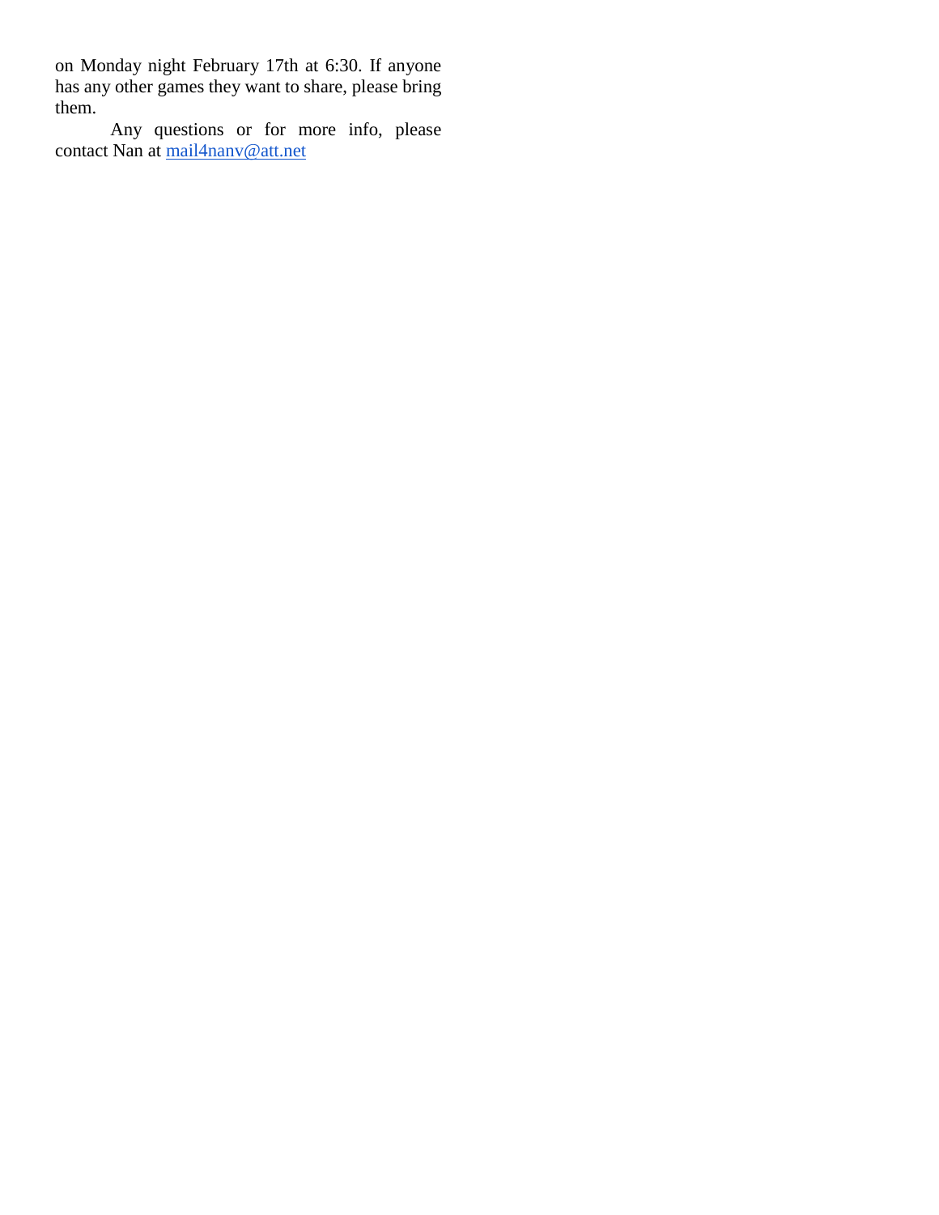on Monday night February 17th at 6:30. If anyone has any other games they want to share, please bring them.

Any questions or for more info, please contact Nan at mail4nanv@att.net